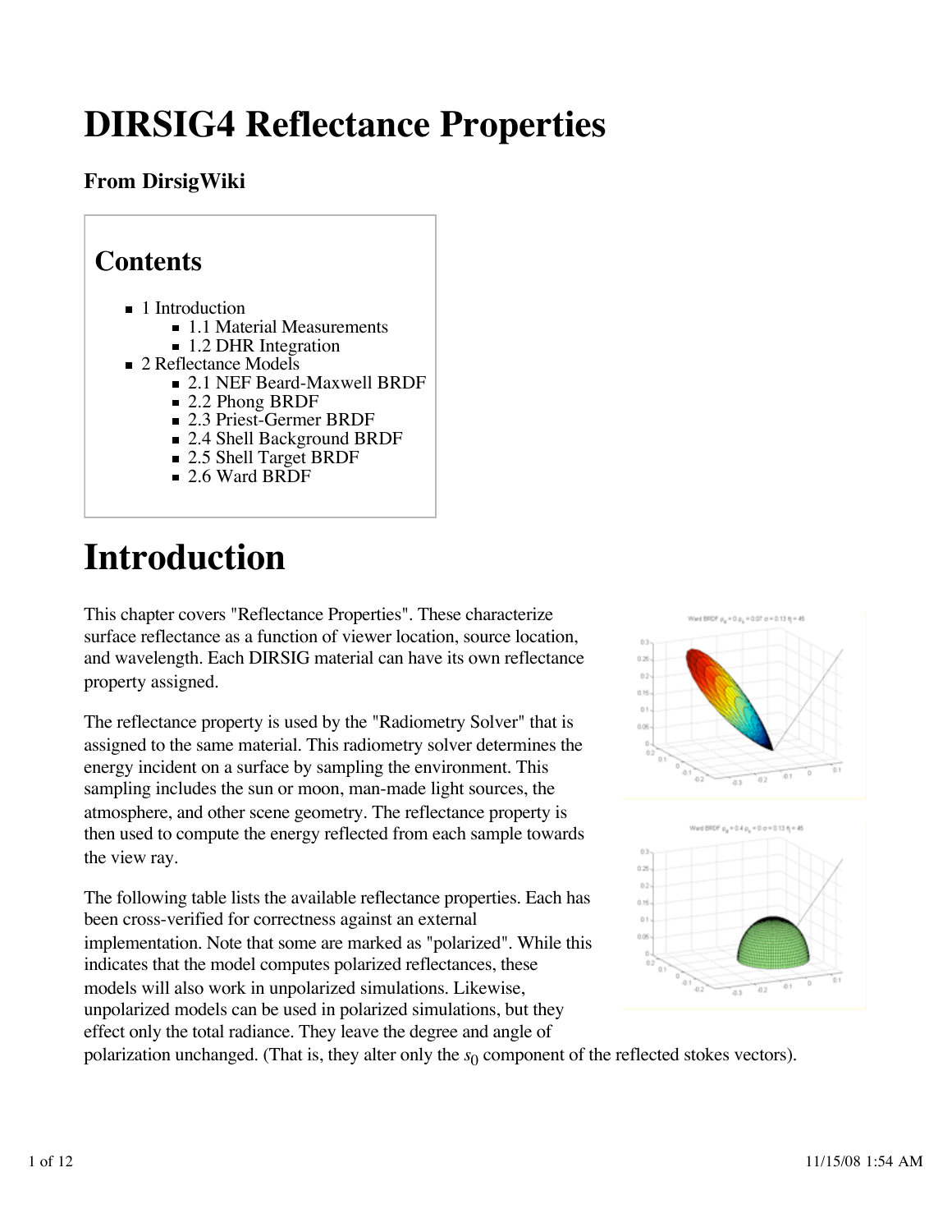# DIRSIG4 Reflectance Properties

**From DirsigWiki**

## Contents

- 1 Introduction
  - 1.1 Material Measurements
  - 1.2 DHR Integration
- 2 Reflectance Models
  - 2.1 NEF Beard-Maxwell BRDF
  - 2.2 Phong BRDF
  - 2.3 Priest-Germer BRDF
  - 2.4 Shell Background BRDF
  - 2.5 Shell Target BRDF
  - 2.6 Ward BRDF

# Introduction

This chapter covers "Reflectance Properties". These characterize surface reflectance as a function of viewer location, source location, and wavelength. Each DIRSIG material can have its own reflectance property assigned.

The reflectance property is used by the "Radiometry Solver" that is assigned to the same material. This radiometry solver determines the energy incident on a surface by sampling the environment. This sampling includes the sun or moon, man-made light sources, the atmosphere, and other scene geometry. The reflectance property is then used to compute the energy reflected from each sample towards the view ray.

The following table lists the available reflectance properties. Each has been cross-verified for correctness against an external implementation. Note that some are marked as "polarized". While this indicates that the model computes polarized reflectances, these models will also work in unpolarized simulations. Likewise, unpolarized models can be used in polarized simulations, but they effect only the total radiance. They leave the degree and angle of polarization unchanged. (That is, they alter only the $s_0$ component of the reflected stokes vectors).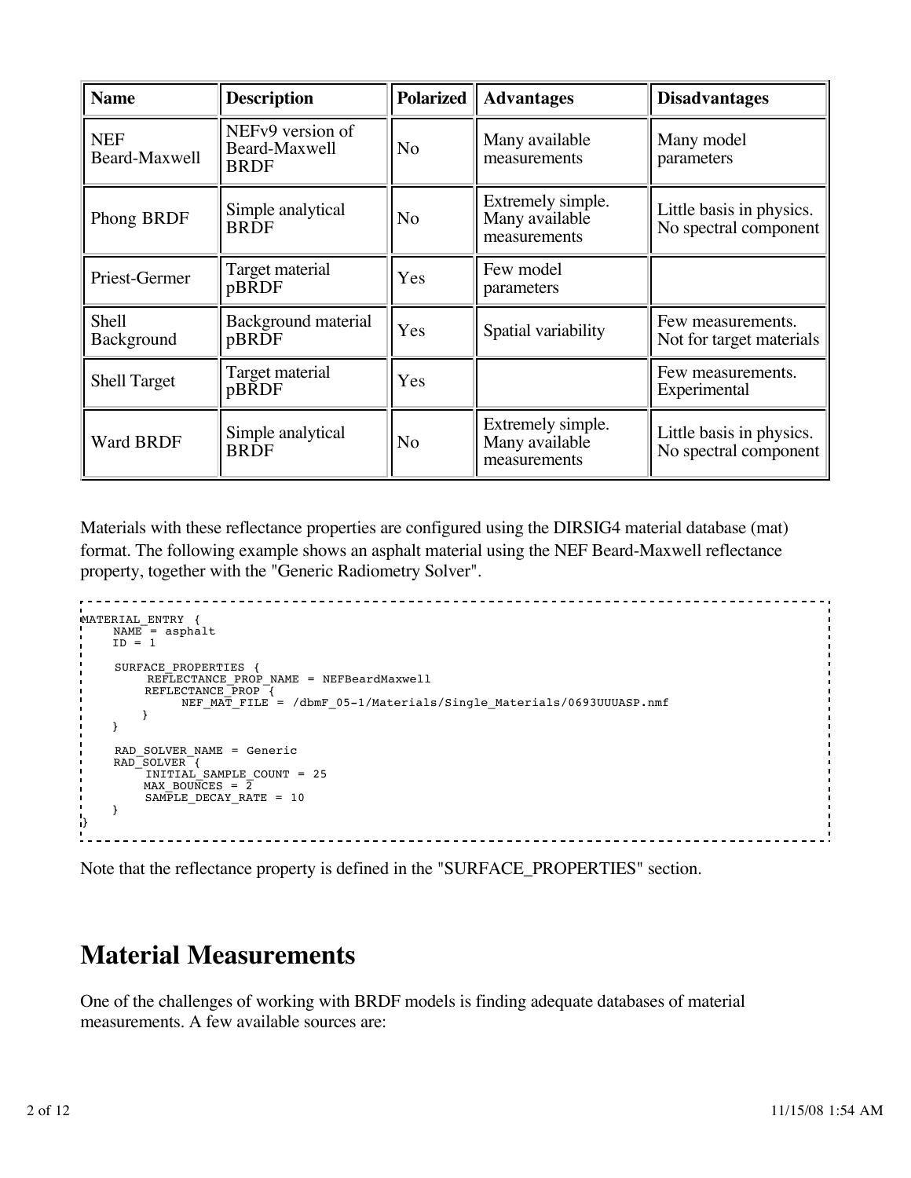| Name | Description | Polarized | Advantages | Disadvantages |
| --- | --- | --- | --- | --- |
| NEF Beard-Maxwell | NEFv9 version of Beard-Maxwell BRDF | No | Many available measurements | Many model parameters |
| Phong BRDF | Simple analytical BRDF | No | Extremely simple. Many available measurements | Little basis in physics. No spectral component |
| Priest-Germer | Target material pBRDF | Yes | Few model parameters | |
| Shell Background | Background material pBRDF | Yes | Spatial variability | Few measurements. Not for target materials |
| Shell Target | Target material pBRDF | Yes | | Few measurements. Experimental |
| Ward BRDF | Simple analytical BRDF | No | Extremely simple. Many available measurements | Little basis in physics. No spectral component |

Materials with these reflectance properties are configured using the DIRSIG4 material database (mat) format. The following example shows an asphalt material using the NEF Beard-Maxwell reflectance property, together with the "Generic Radiometry Solver".

```
MATERIAL_ENTRY {
    NAME = asphalt
    ID = 1

    SURFACE_PROPERTIES {
        REFLECTANCE_PROP_NAME = NEFBeardMaxwell
        REFLECTANCE_PROP {
            NEF_MAT_FILE = /dbmF_05-1/Materials/Single_Materials/0693UUUASP.nmf
        }
    }

    RAD_SOLVER_NAME = Generic
    RAD_SOLVER {
        INITIAL_SAMPLE_COUNT = 25
        MAX_BOUNCES = 2
        SAMPLE_DECAY_RATE = 10
    }
}
```

Note that the reflectance property is defined in the "SURFACE_PROPERTIES" section.

# Material Measurements

One of the challenges of working with BRDF models is finding adequate databases of material measurements. A few available sources are: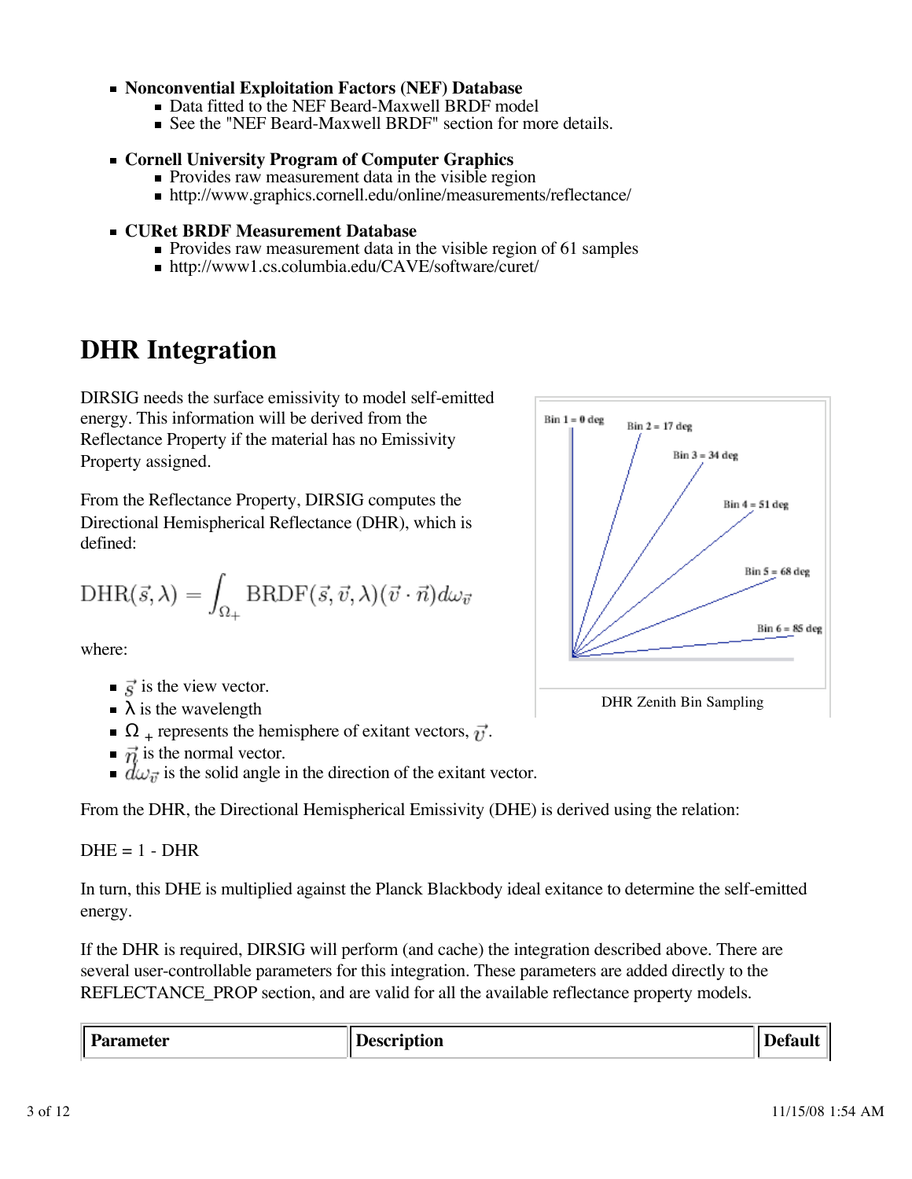- **Nonconvential Exploitation Factors (NEF) Database**
  - Data fitted to the NEF Beard-Maxwell BRDF model
  - See the "NEF Beard-Maxwell BRDF" section for more details.

- **Cornell University Program of Computer Graphics**
  - Provides raw measurement data in the visible region
  - http://www.graphics.cornell.edu/online/measurements/reflectance/

- **CURet BRDF Measurement Database**
  - Provides raw measurement data in the visible region of 61 samples
  - http://www1.cs.columbia.edu/CAVE/software/curet/

# DHR Integration

DIRSIG needs the surface emissivity to model self-emitted energy. This information will be derived from the Reflectance Property if the material has no Emissivity Property assigned.

From the Reflectance Property, DIRSIG computes the Directional Hemispherical Reflectance (DHR), which is defined:

$$\mathrm{DHR}(\vec{s}, \lambda) = \int_{\Omega_+} \mathrm{BRDF}(\vec{s}, \vec{v}, \lambda)(\vec{v} \cdot \vec{n}) d\omega_{\vec{v}}$$

where:

- $\vec{s}$ is the view vector.
- $\lambda$ is the wavelength
- $\Omega_+$ represents the hemisphere of exitant vectors, $\vec{v}$.
- $\vec{n}$ is the normal vector.
- $d\omega_{\vec{v}}$ is the solid angle in the direction of the exitant vector.

Bin 1 = 0 deg, Bin 2 = 17 deg, Bin 3 = 34 deg, Bin 4 = 51 deg, Bin 5 = 68 deg, Bin 6 = 85 deg

DHR Zenith Bin Sampling

From the DHR, the Directional Hemispherical Emissivity (DHE) is derived using the relation:

DHE = 1 - DHR

In turn, this DHE is multiplied against the Planck Blackbody ideal exitance to determine the self-emitted energy.

If the DHR is required, DIRSIG will perform (and cache) the integration described above. There are several user-controllable parameters for this integration. These parameters are added directly to the REFLECTANCE_PROP section, and are valid for all the available reflectance property models.

| Parameter | Description | Default |
|---|---|---|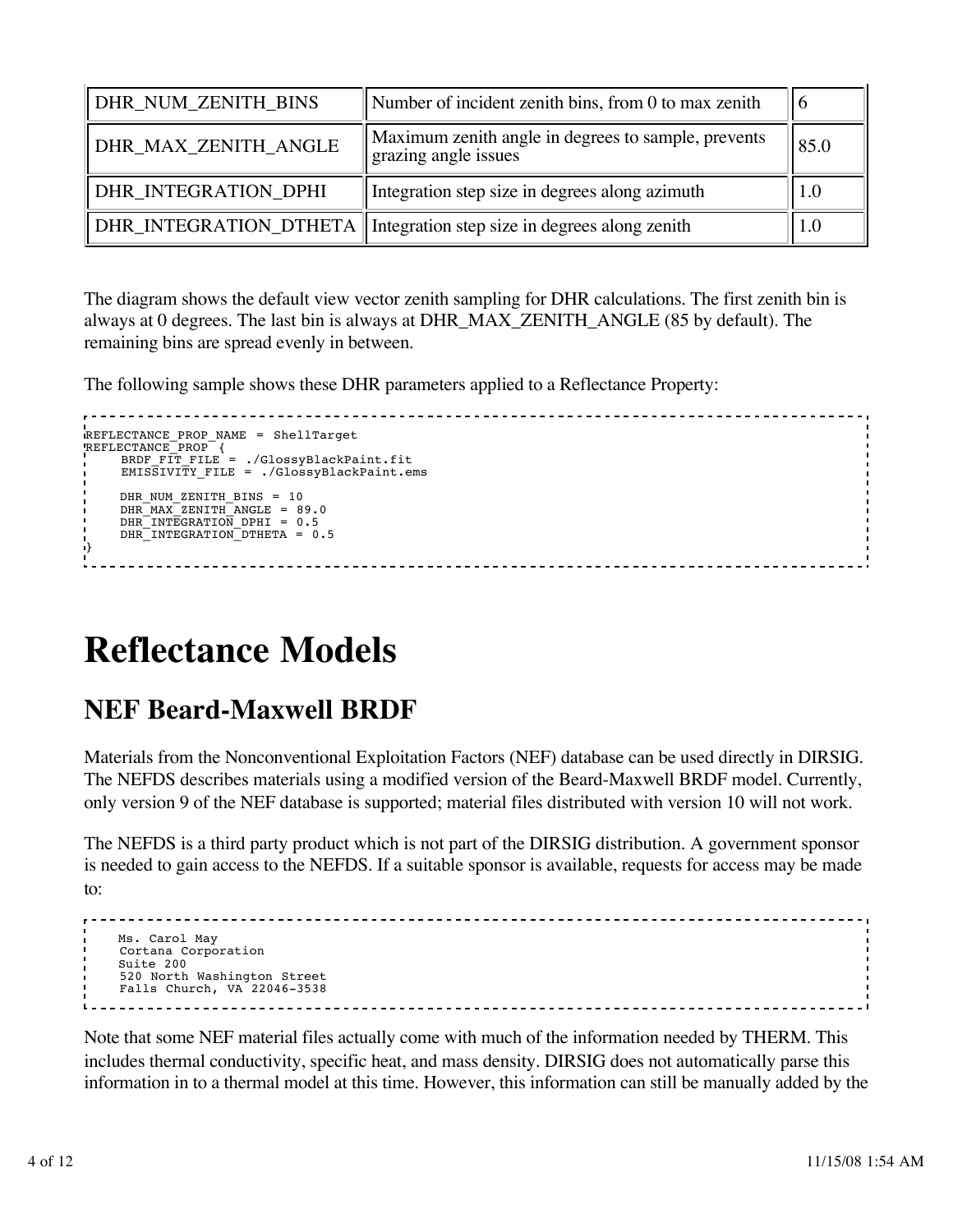| DHR_NUM_ZENITH_BINS | Number of incident zenith bins, from 0 to max zenith | 6 |
|---|---|---|
| DHR_MAX_ZENITH_ANGLE | Maximum zenith angle in degrees to sample, prevents grazing angle issues | 85.0 |
| DHR_INTEGRATION_DPHI | Integration step size in degrees along azimuth | 1.0 |
| DHR_INTEGRATION_DTHETA | Integration step size in degrees along zenith | 1.0 |

The diagram shows the default view vector zenith sampling for DHR calculations. The first zenith bin is always at 0 degrees. The last bin is always at DHR_MAX_ZENITH_ANGLE (85 by default). The remaining bins are spread evenly in between.

The following sample shows these DHR parameters applied to a Reflectance Property:

```
REFLECTANCE_PROP_NAME = ShellTarget
REFLECTANCE_PROP {
     BRDF_FIT_FILE = ./GlossyBlackPaint.fit
     EMISSIVITY_FILE = ./GlossyBlackPaint.ems

     DHR_NUM_ZENITH_BINS = 10
     DHR_MAX_ZENITH_ANGLE = 89.0
     DHR_INTEGRATION_DPHI = 0.5
     DHR_INTEGRATION_DTHETA = 0.5
}
```

# Reflectance Models

## NEF Beard-Maxwell BRDF

Materials from the Nonconventional Exploitation Factors (NEF) database can be used directly in DIRSIG. The NEFDS describes materials using a modified version of the Beard-Maxwell BRDF model. Currently, only version 9 of the NEF database is supported; material files distributed with version 10 will not work.

The NEFDS is a third party product which is not part of the DIRSIG distribution. A government sponsor is needed to gain access to the NEFDS. If a suitable sponsor is available, requests for access may be made to:

```
    Ms. Carol May
    Cortana Corporation
    Suite 200
    520 North Washington Street
    Falls Church, VA 22046-3538
```

Note that some NEF material files actually come with much of the information needed by THERM. This includes thermal conductivity, specific heat, and mass density. DIRSIG does not automatically parse this information in to a thermal model at this time. However, this information can still be manually added by the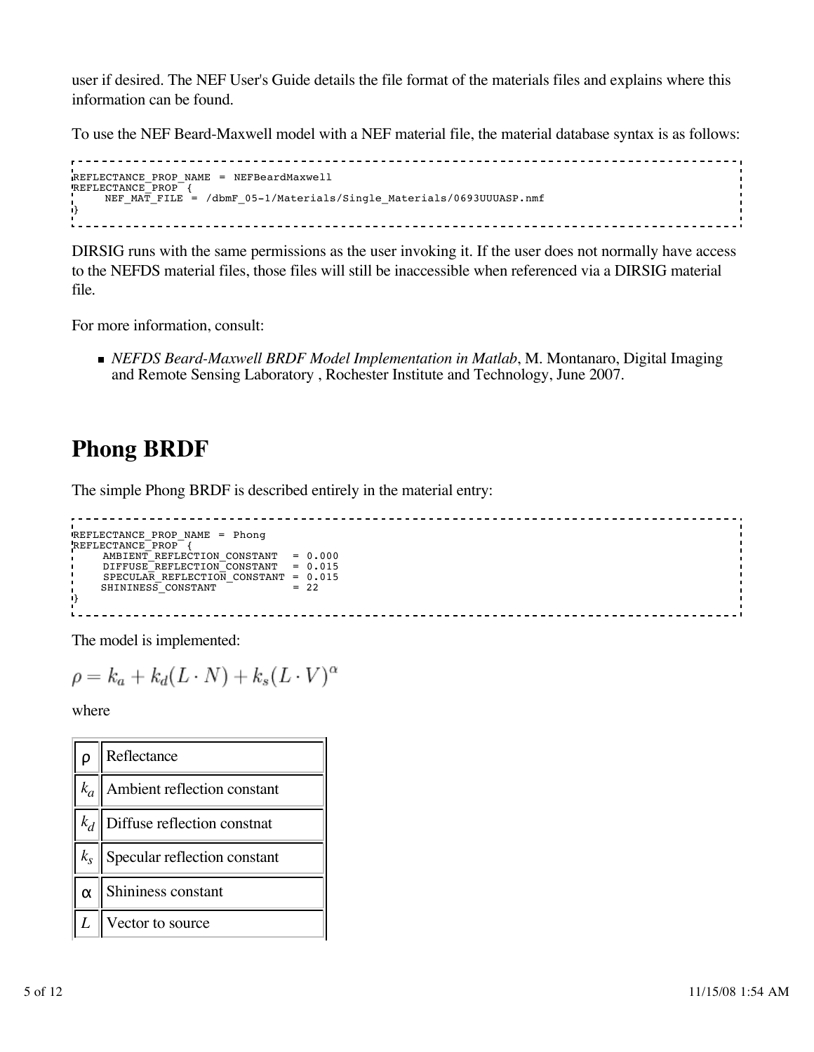user if desired. The NEF User's Guide details the file format of the materials files and explains where this information can be found.

To use the NEF Beard-Maxwell model with a NEF material file, the material database syntax is as follows:

```
REFLECTANCE_PROP_NAME = NEFBeardMaxwell
REFLECTANCE_PROP {
    NEF_MAT_FILE = /dbmF_05-1/Materials/Single_Materials/0693UUUASP.nmf
}
```

DIRSIG runs with the same permissions as the user invoking it. If the user does not normally have access to the NEFDS material files, those files will still be inaccessible when referenced via a DIRSIG material file.

For more information, consult:

- *NEFDS Beard-Maxwell BRDF Model Implementation in Matlab*, M. Montanaro, Digital Imaging and Remote Sensing Laboratory , Rochester Institute and Technology, June 2007.

# Phong BRDF

The simple Phong BRDF is described entirely in the material entry:

```
REFLECTANCE_PROP_NAME = Phong
REFLECTANCE_PROP {
    AMBIENT_REFLECTION_CONSTANT  = 0.000
    DIFFUSE_REFLECTION_CONSTANT  = 0.015
    SPECULAR_REFLECTION_CONSTANT = 0.015
    SHININESS_CONSTANT           = 22
}
```

The model is implemented:

$$\rho = k_a + k_d(L \cdot N) + k_s(L \cdot V)^{\alpha}$$

where

| | |
|---|---|
| $\rho$ | Reflectance |
| $k_a$ | Ambient reflection constant |
| $k_d$ | Diffuse reflection constnat |
| $k_s$ | Specular reflection constant |
| $\alpha$ | Shininess constant |
| $L$ | Vector to source |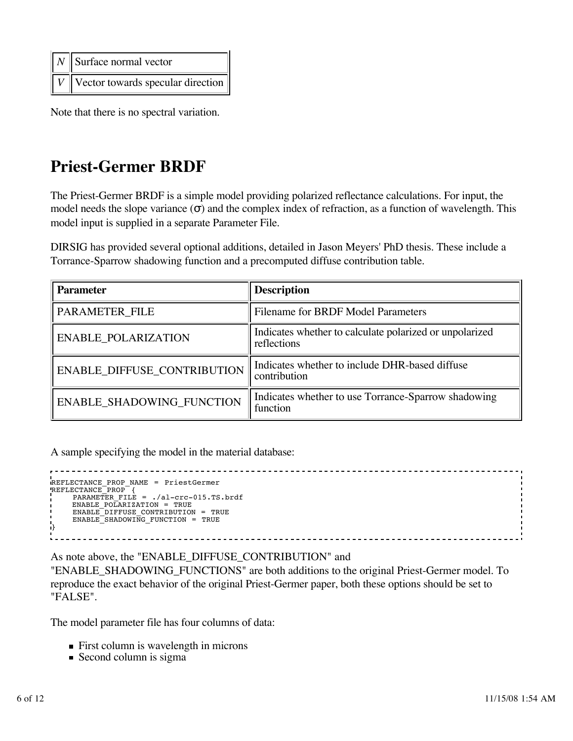| | |
|---|---|
| *N* | Surface normal vector |
| *V* | Vector towards specular direction |

Note that there is no spectral variation.

## Priest-Germer BRDF

The Priest-Germer BRDF is a simple model providing polarized reflectance calculations. For input, the model needs the slope variance ($\sigma$) and the complex index of refraction, as a function of wavelength. This model input is supplied in a separate Parameter File.

DIRSIG has provided several optional additions, detailed in Jason Meyers' PhD thesis. These include a Torrance-Sparrow shadowing function and a precomputed diffuse contribution table.

| Parameter | Description |
|---|---|
| PARAMETER_FILE | Filename for BRDF Model Parameters |
| ENABLE_POLARIZATION | Indicates whether to calculate polarized or unpolarized reflections |
| ENABLE_DIFFUSE_CONTRIBUTION | Indicates whether to include DHR-based diffuse contribution |
| ENABLE_SHADOWING_FUNCTION | Indicates whether to use Torrance-Sparrow shadowing function |

A sample specifying the model in the material database:

```
REFLECTANCE_PROP_NAME = PriestGermer
REFLECTANCE_PROP {
     PARAMETER_FILE = ./al-crc-015.TS.brdf
     ENABLE_POLARIZATION = TRUE
     ENABLE_DIFFUSE_CONTRIBUTION = TRUE
     ENABLE_SHADOWING_FUNCTION = TRUE
}
```

As note above, the "ENABLE_DIFFUSE_CONTRIBUTION" and "ENABLE_SHADOWING_FUNCTIONS" are both additions to the original Priest-Germer model. To reproduce the exact behavior of the original Priest-Germer paper, both these options should be set to "FALSE".

The model parameter file has four columns of data:

- First column is wavelength in microns
- Second column is sigma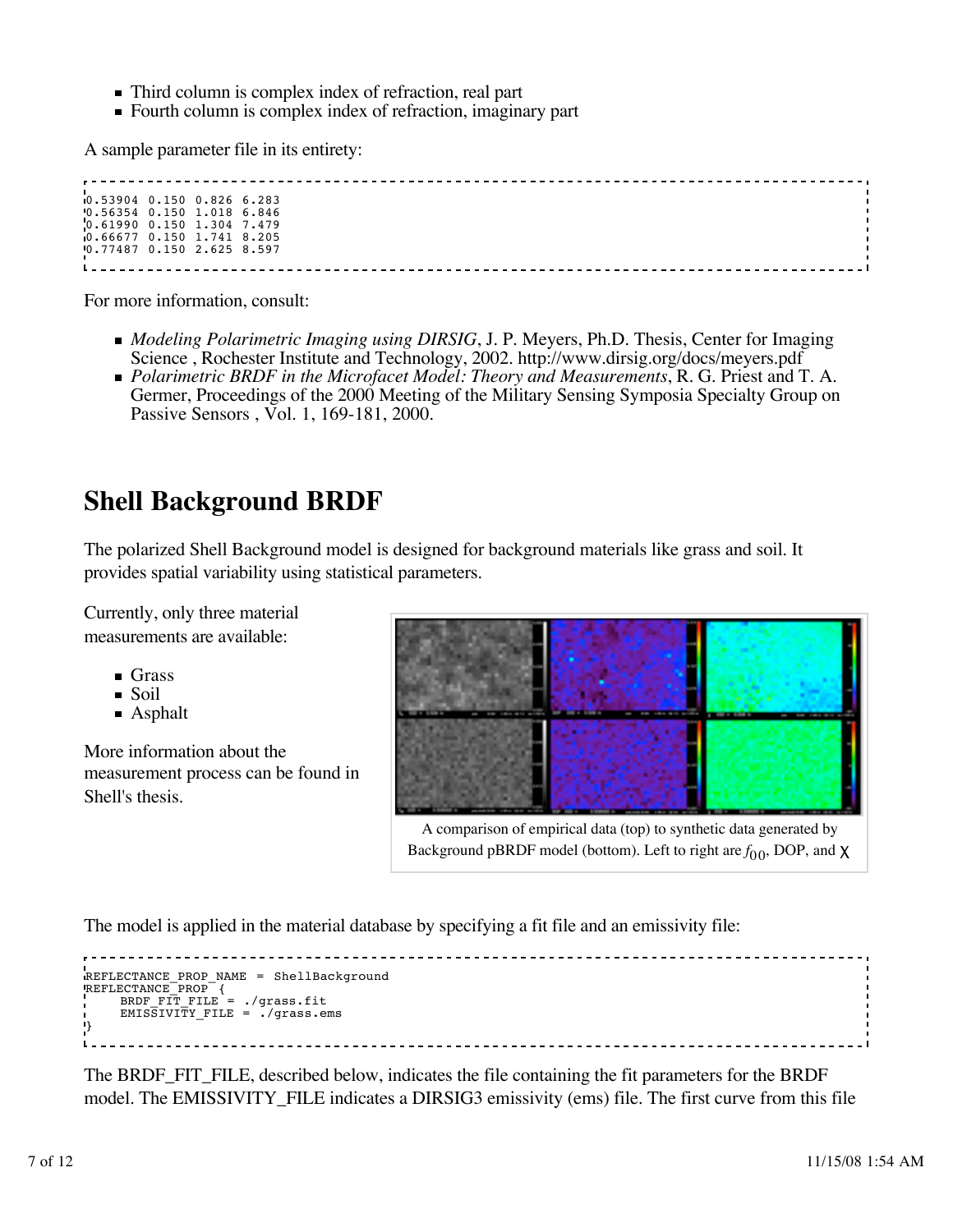- Third column is complex index of refraction, real part
- Fourth column is complex index of refraction, imaginary part

A sample parameter file in its entirety:

```
0.53904 0.150 0.826 6.283
0.56354 0.150 1.018 6.846
0.61990 0.150 1.304 7.479
0.66677 0.150 1.741 8.205
0.77487 0.150 2.625 8.597
```

For more information, consult:

- *Modeling Polarimetric Imaging using DIRSIG*, J. P. Meyers, Ph.D. Thesis, Center for Imaging Science , Rochester Institute and Technology, 2002. http://www.dirsig.org/docs/meyers.pdf
- *Polarimetric BRDF in the Microfacet Model: Theory and Measurements*, R. G. Priest and T. A. Germer, Proceedings of the 2000 Meeting of the Military Sensing Symposia Specialty Group on Passive Sensors , Vol. 1, 169-181, 2000.

## Shell Background BRDF

The polarized Shell Background model is designed for background materials like grass and soil. It provides spatial variability using statistical parameters.

Currently, only three material measurements are available:

- Grass
- Soil
- Asphalt

More information about the measurement process can be found in Shell's thesis.

A comparison of empirical data (top) to synthetic data generated by Background pBRDF model (bottom). Left to right are $f_{00}$, DOP, and $\chi$

The model is applied in the material database by specifying a fit file and an emissivity file:

```
REFLECTANCE_PROP_NAME = ShellBackground
REFLECTANCE_PROP {
     BRDF_FIT_FILE = ./grass.fit
     EMISSIVITY_FILE = ./grass.ems
}
```

The BRDF_FIT_FILE, described below, indicates the file containing the fit parameters for the BRDF model. The EMISSIVITY_FILE indicates a DIRSIG3 emissivity (ems) file. The first curve from this file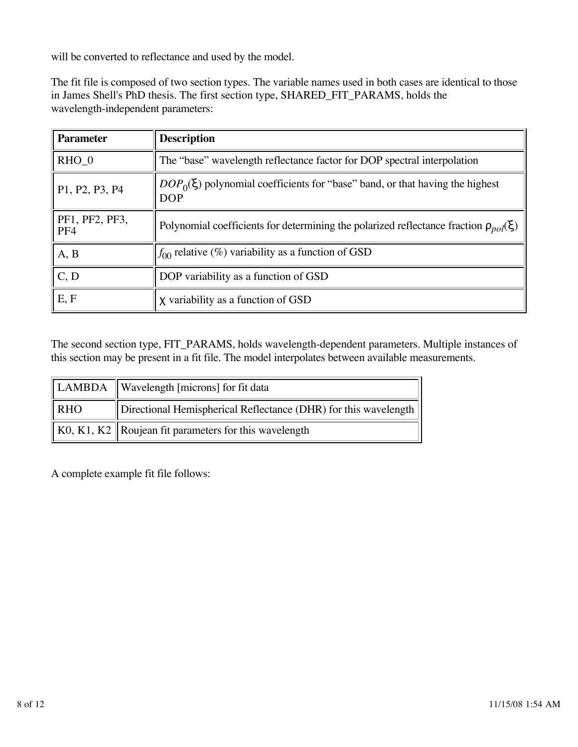will be converted to reflectance and used by the model.

The fit file is composed of two section types. The variable names used in both cases are identical to those in James Shell's PhD thesis. The first section type, SHARED_FIT_PARAMS, holds the wavelength-independent parameters:

| Parameter | Description |
|---|---|
| RHO_0 | The "base" wavelength reflectance factor for DOP spectral interpolation |
| P1, P2, P3, P4 | $DOP_0(\xi)$ polynomial coefficients for "base" band, or that having the highest DOP |
| PF1, PF2, PF3, PF4 | Polynomial coefficients for determining the polarized reflectance fraction $\rho_{pol}(\xi)$ |
| A, B | $f_{00}$ relative (%) variability as a function of GSD |
| C, D | DOP variability as a function of GSD |
| E, F | $\chi$ variability as a function of GSD |

The second section type, FIT_PARAMS, holds wavelength-dependent parameters. Multiple instances of this section may be present in a fit file. The model interpolates between available measurements.

| | |
|---|---|
| LAMBDA | Wavelength [microns] for fit data |
| RHO | Directional Hemispherical Reflectance (DHR) for this wavelength |
| K0, K1, K2 | Roujean fit parameters for this wavelength |

A complete example fit file follows: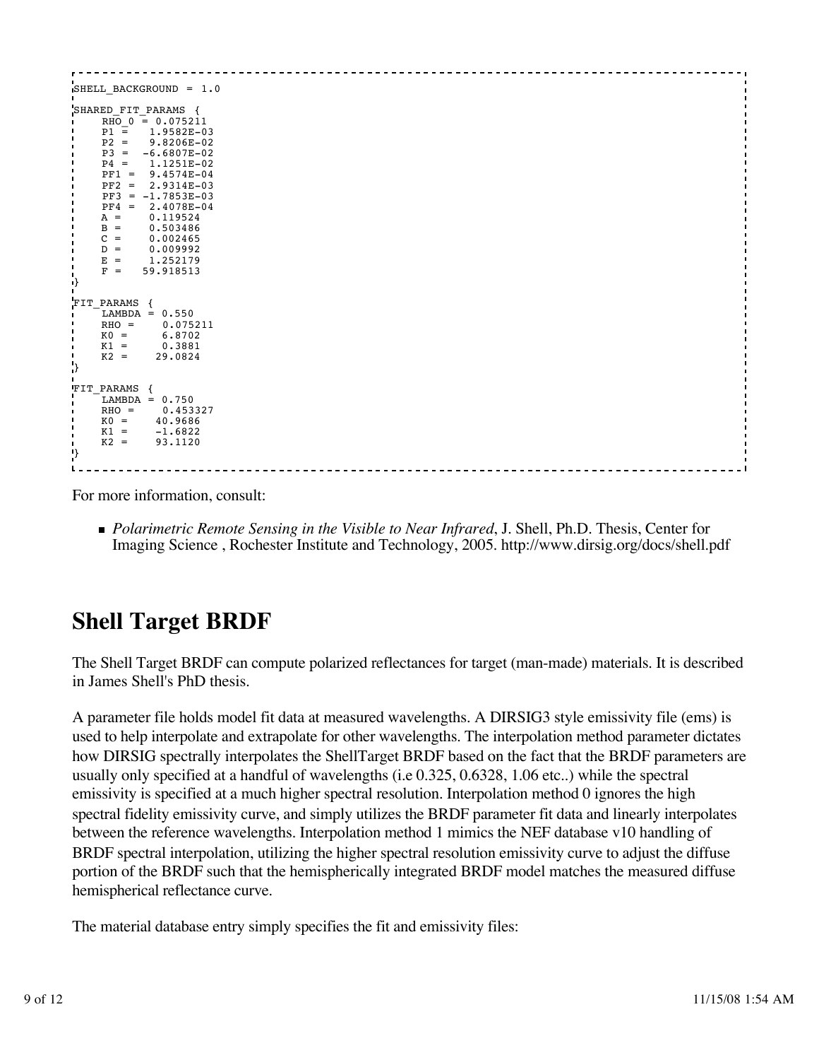```
SHELL_BACKGROUND = 1.0

SHARED_FIT_PARAMS {
    RHO_0 = 0.075211
    P1 =   1.9582E-03
    P2 =   9.8206E-02
    P3 =  -6.6807E-02
    P4 =   1.1251E-02
    PF1 =  9.4574E-04
    PF2 =  2.9314E-03
    PF3 = -1.7853E-03
    PF4 =  2.4078E-04
    A =    0.119524
    B =    0.503486
    C =    0.002465
    D =    0.009992
    E =    1.252179
    F =   59.918513
}

FIT_PARAMS {
    LAMBDA = 0.550
    RHO =     0.075211
    K0 =      6.8702
    K1 =      0.3881
    K2 =     29.0824
}

FIT_PARAMS {
    LAMBDA = 0.750
    RHO =     0.453327
    K0 =     40.9686
    K1 =     -1.6822
    K2 =     93.1120
}
```

For more information, consult:

- *Polarimetric Remote Sensing in the Visible to Near Infrared*, J. Shell, Ph.D. Thesis, Center for Imaging Science , Rochester Institute and Technology, 2005. http://www.dirsig.org/docs/shell.pdf

## Shell Target BRDF

The Shell Target BRDF can compute polarized reflectances for target (man-made) materials. It is described in James Shell's PhD thesis.

A parameter file holds model fit data at measured wavelengths. A DIRSIG3 style emissivity file (ems) is used to help interpolate and extrapolate for other wavelengths. The interpolation method parameter dictates how DIRSIG spectrally interpolates the ShellTarget BRDF based on the fact that the BRDF parameters are usually only specified at a handful of wavelengths (i.e 0.325, 0.6328, 1.06 etc..) while the spectral emissivity is specified at a much higher spectral resolution. Interpolation method 0 ignores the high spectral fidelity emissivity curve, and simply utilizes the BRDF parameter fit data and linearly interpolates between the reference wavelengths. Interpolation method 1 mimics the NEF database v10 handling of BRDF spectral interpolation, utilizing the higher spectral resolution emissivity curve to adjust the diffuse portion of the BRDF such that the hemispherically integrated BRDF model matches the measured diffuse hemispherical reflectance curve.

The material database entry simply specifies the fit and emissivity files: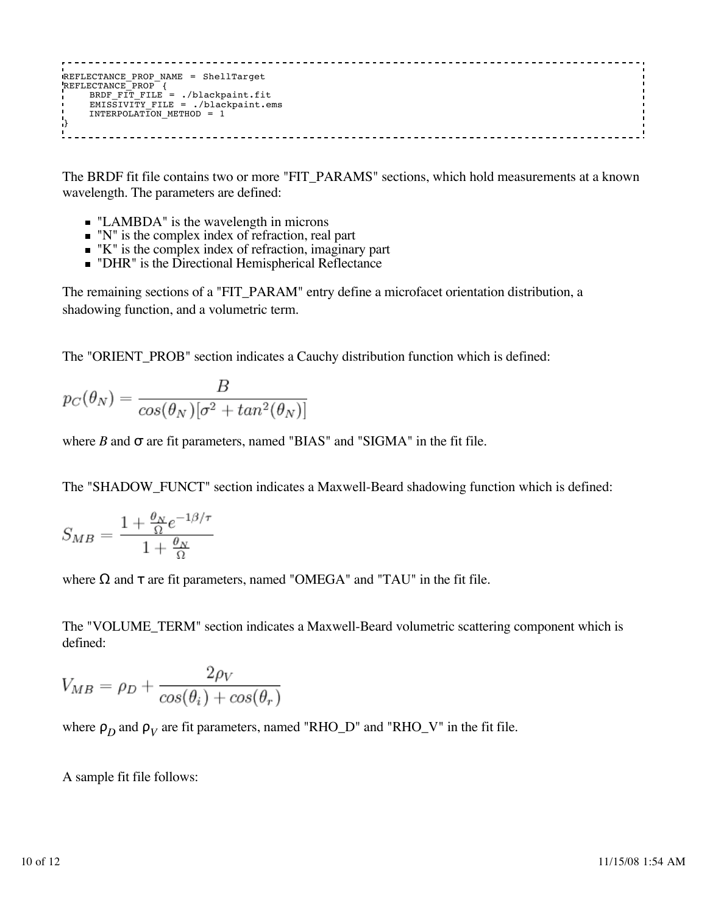```
REFLECTANCE_PROP_NAME = ShellTarget
REFLECTANCE_PROP {
     BRDF_FIT_FILE = ./blackpaint.fit
     EMISSIVITY_FILE = ./blackpaint.ems
     INTERPOLATION_METHOD = 1
}
```

The BRDF fit file contains two or more "FIT_PARAMS" sections, which hold measurements at a known wavelength. The parameters are defined:

- "LAMBDA" is the wavelength in microns
- "N" is the complex index of refraction, real part
- "K" is the complex index of refraction, imaginary part
- "DHR" is the Directional Hemispherical Reflectance

The remaining sections of a "FIT_PARAM" entry define a microfacet orientation distribution, a shadowing function, and a volumetric term.

The "ORIENT_PROB" section indicates a Cauchy distribution function which is defined:

$$p_C(\theta_N) = \frac{B}{cos(\theta_N)[\sigma^2 + tan^2(\theta_N)]}$$

where $B$ and $\sigma$ are fit parameters, named "BIAS" and "SIGMA" in the fit file.

The "SHADOW_FUNCT" section indicates a Maxwell-Beard shadowing function which is defined:

$$S_{MB} = \frac{1 + \frac{\theta_N}{\Omega} e^{-1\beta/\tau}}{1 + \frac{\theta_N}{\Omega}}$$

where $\Omega$ and $\tau$ are fit parameters, named "OMEGA" and "TAU" in the fit file.

The "VOLUME_TERM" section indicates a Maxwell-Beard volumetric scattering component which is defined:

$$V_{MB} = \rho_D + \frac{2\rho_V}{cos(\theta_i) + cos(\theta_r)}$$

where $\rho_D$ and $\rho_V$ are fit parameters, named "RHO_D" and "RHO_V" in the fit file.

A sample fit file follows: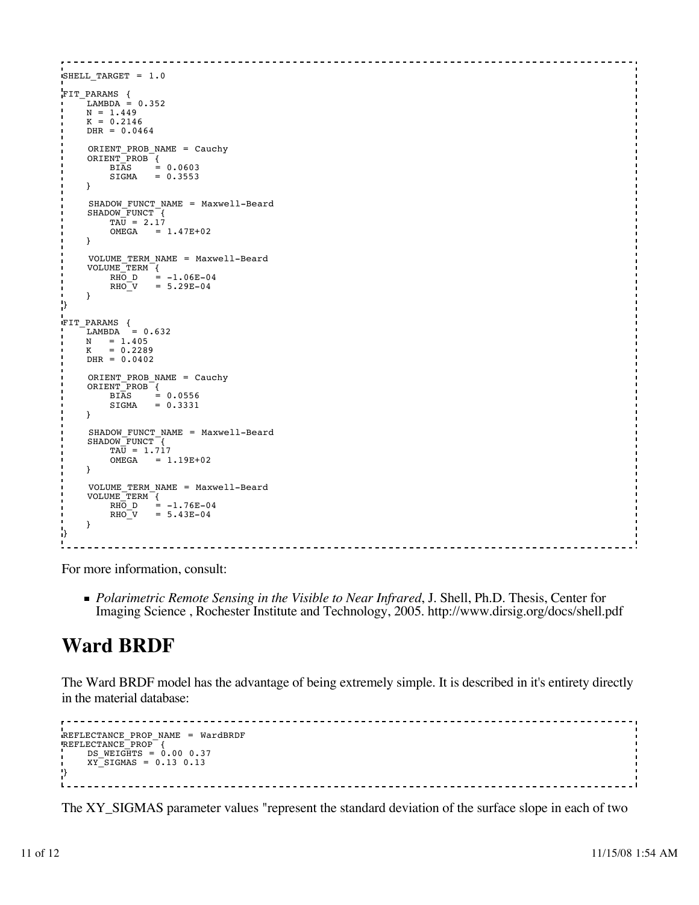```
SHELL_TARGET = 1.0

FIT_PARAMS {
    LAMBDA = 0.352
    N = 1.449
    K = 0.2146
    DHR = 0.0464

     ORIENT_PROB_NAME = Cauchy
    ORIENT_PROB {
        BIAS    = 0.0603
        SIGMA   = 0.3553
    }

     SHADOW_FUNCT_NAME = Maxwell-Beard
    SHADOW_FUNCT {
        TAU = 2.17
        OMEGA   = 1.47E+02
    }

     VOLUME_TERM_NAME = Maxwell-Beard
    VOLUME_TERM {
        RHO_D   = -1.06E-04
        RHO_V   = 5.29E-04
    }
}

FIT_PARAMS {
    LAMBDA  = 0.632
    N   = 1.405
    K   = 0.2289
    DHR = 0.0402

     ORIENT_PROB_NAME = Cauchy
    ORIENT_PROB {
        BIAS    = 0.0556
        SIGMA   = 0.3331
    }

     SHADOW_FUNCT_NAME = Maxwell-Beard
    SHADOW_FUNCT {
        TAU = 1.717
        OMEGA   = 1.19E+02
    }

     VOLUME_TERM_NAME = Maxwell-Beard
    VOLUME_TERM {
        RHO_D   = -1.76E-04
        RHO_V   = 5.43E-04
    }
}
```

For more information, consult:

- *Polarimetric Remote Sensing in the Visible to Near Infrared*, J. Shell, Ph.D. Thesis, Center for Imaging Science , Rochester Institute and Technology, 2005. http://www.dirsig.org/docs/shell.pdf

# Ward BRDF

The Ward BRDF model has the advantage of being extremely simple. It is described in it's entirety directly in the material database:

```
REFLECTANCE_PROP_NAME = WardBRDF
REFLECTANCE_PROP {
    DS_WEIGHTS = 0.00 0.37
    XY_SIGMAS = 0.13 0.13
}
```

The XY_SIGMAS parameter values "represent the standard deviation of the surface slope in each of two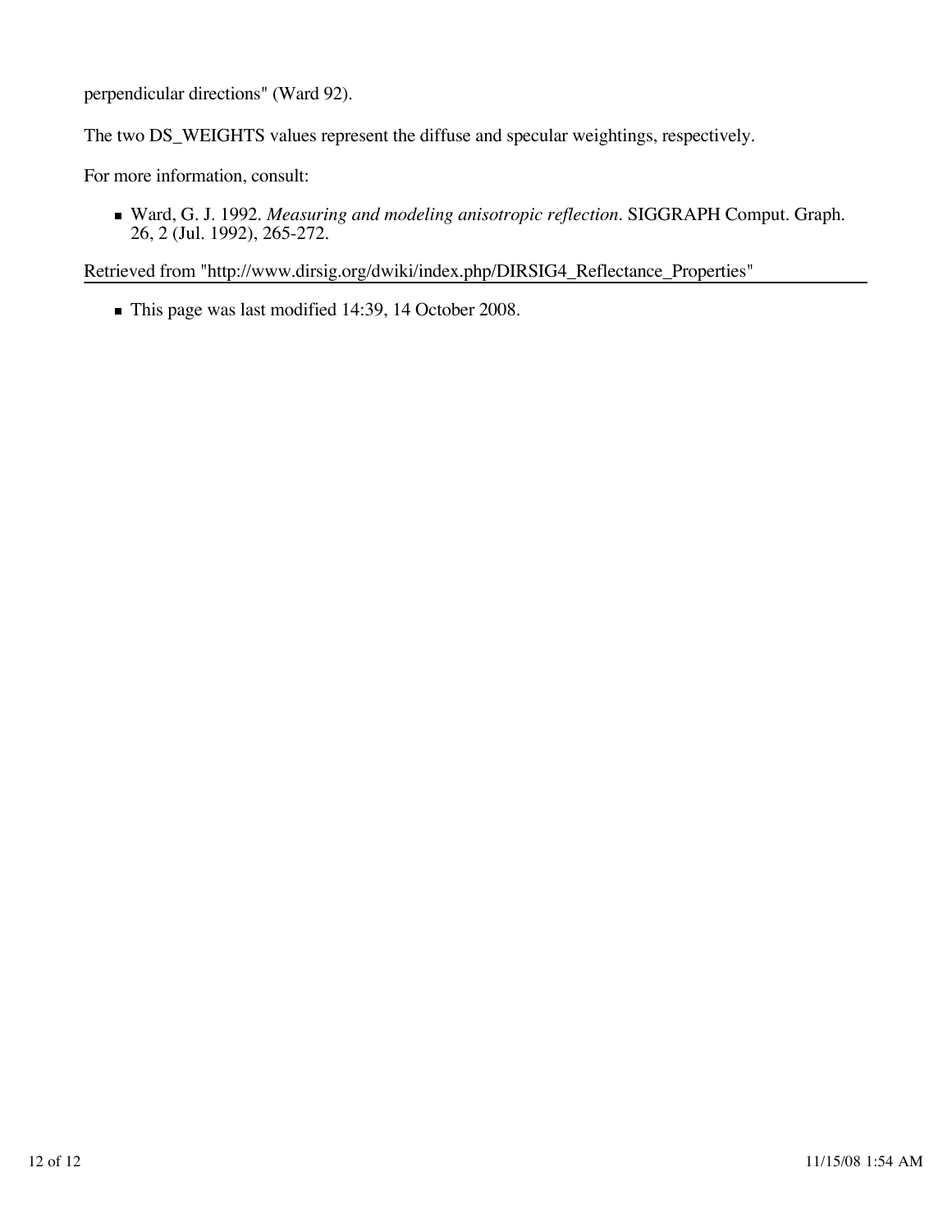perpendicular directions" (Ward 92).

The two DS_WEIGHTS values represent the diffuse and specular weightings, respectively.

For more information, consult:

- Ward, G. J. 1992. *Measuring and modeling anisotropic reflection*. SIGGRAPH Comput. Graph. 26, 2 (Jul. 1992), 265-272.

Retrieved from "http://www.dirsig.org/dwiki/index.php/DIRSIG4_Reflectance_Properties"

- This page was last modified 14:39, 14 October 2008.